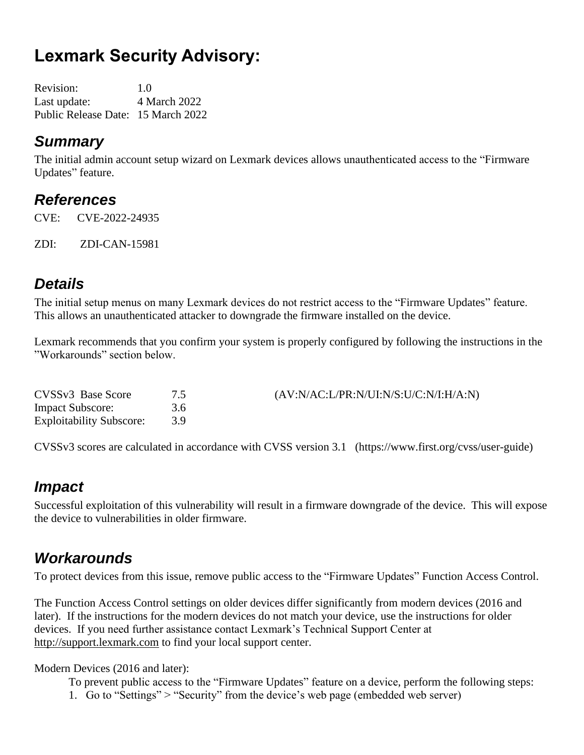# Lexmark Security Advisory:

Revision: 1.0
Last update: 4 March 2022
Public Release Date: 15 March 2022

## *Summary*

The initial admin account setup wizard on Lexmark devices allows unauthenticated access to the "Firmware Updates" feature.

## *References*

CVE: CVE-2022-24935

ZDI: ZDI-CAN-15981

## *Details*

The initial setup menus on many Lexmark devices do not restrict access to the "Firmware Updates" feature. This allows an unauthenticated attacker to downgrade the firmware installed on the device.

Lexmark recommends that you confirm your system is properly configured by following the instructions in the "Workarounds" section below.

| | | |
|---|---|---|
| CVSSv3 Base Score | 7.5 | (AV:N/AC:L/PR:N/UI:N/S:U/C:N/I:H/A:N) |
| Impact Subscore: | 3.6 | |
| Exploitability Subscore: | 3.9 | |

CVSSv3 scores are calculated in accordance with CVSS version 3.1 (https://www.first.org/cvss/user-guide)

## *Impact*

Successful exploitation of this vulnerability will result in a firmware downgrade of the device. This will expose the device to vulnerabilities in older firmware.

## *Workarounds*

To protect devices from this issue, remove public access to the "Firmware Updates" Function Access Control.

The Function Access Control settings on older devices differ significantly from modern devices (2016 and later). If the instructions for the modern devices do not match your device, use the instructions for older devices. If you need further assistance contact Lexmark's Technical Support Center at http://support.lexmark.com to find your local support center.

Modern Devices (2016 and later):

To prevent public access to the "Firmware Updates" feature on a device, perform the following steps:

1. Go to "Settings" > "Security" from the device's web page (embedded web server)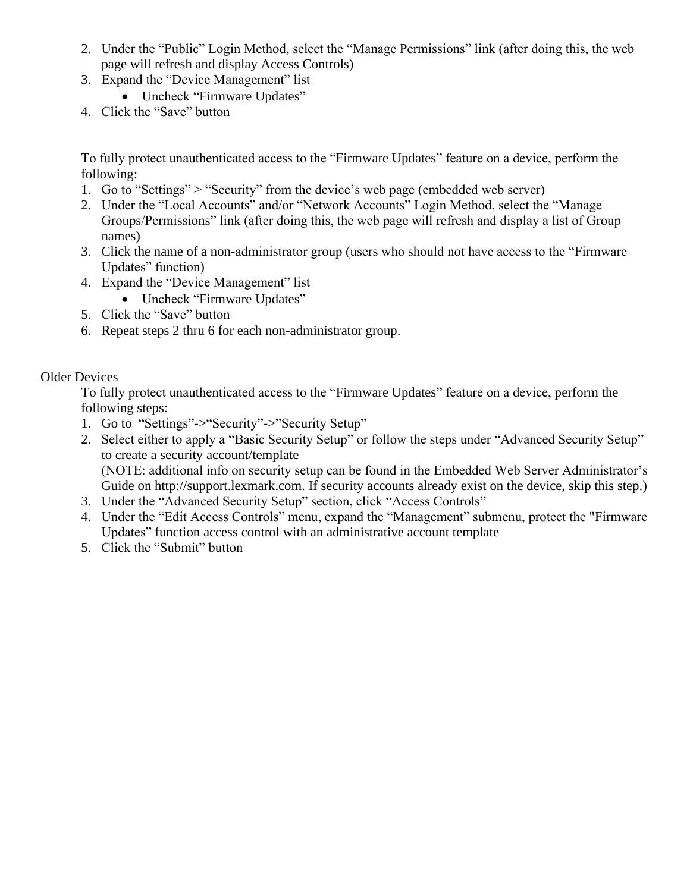2. Under the “Public” Login Method, select the “Manage Permissions” link (after doing this, the web page will refresh and display Access Controls)
3. Expand the “Device Management” list
   - Uncheck “Firmware Updates”
4. Click the “Save” button

To fully protect unauthenticated access to the “Firmware Updates” feature on a device, perform the following:

1. Go to “Settings” > “Security” from the device’s web page (embedded web server)
2. Under the “Local Accounts” and/or “Network Accounts” Login Method, select the “Manage Groups/Permissions” link (after doing this, the web page will refresh and display a list of Group names)
3. Click the name of a non-administrator group (users who should not have access to the “Firmware Updates” function)
4. Expand the “Device Management” list
   - Uncheck “Firmware Updates”
5. Click the “Save” button
6. Repeat steps 2 thru 6 for each non-administrator group.

Older Devices

To fully protect unauthenticated access to the “Firmware Updates” feature on a device, perform the following steps:

1. Go to “Settings”->“Security”->”Security Setup”
2. Select either to apply a “Basic Security Setup” or follow the steps under “Advanced Security Setup” to create a security account/template
   (NOTE: additional info on security setup can be found in the Embedded Web Server Administrator’s Guide on http://support.lexmark.com. If security accounts already exist on the device, skip this step.)
3. Under the “Advanced Security Setup” section, click “Access Controls”
4. Under the “Edit Access Controls” menu, expand the “Management” submenu, protect the "Firmware Updates” function access control with an administrative account template
5. Click the “Submit” button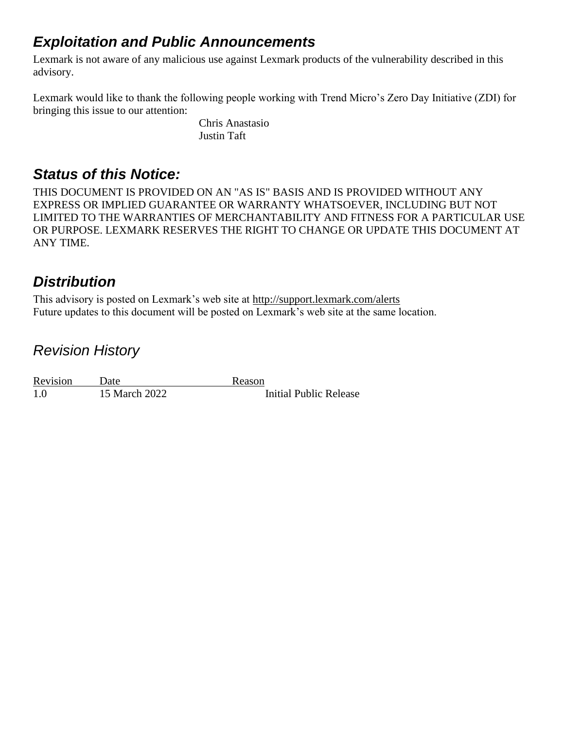## *Exploitation and Public Announcements*

Lexmark is not aware of any malicious use against Lexmark products of the vulnerability described in this advisory.

Lexmark would like to thank the following people working with Trend Micro's Zero Day Initiative (ZDI) for bringing this issue to our attention:

Chris Anastasio
Justin Taft

## *Status of this Notice:*

THIS DOCUMENT IS PROVIDED ON AN "AS IS" BASIS AND IS PROVIDED WITHOUT ANY EXPRESS OR IMPLIED GUARANTEE OR WARRANTY WHATSOEVER, INCLUDING BUT NOT LIMITED TO THE WARRANTIES OF MERCHANTABILITY AND FITNESS FOR A PARTICULAR USE OR PURPOSE. LEXMARK RESERVES THE RIGHT TO CHANGE OR UPDATE THIS DOCUMENT AT ANY TIME.

## *Distribution*

This advisory is posted on Lexmark's web site at http://support.lexmark.com/alerts
Future updates to this document will be posted on Lexmark's web site at the same location.

## *Revision History*

| Revision | Date | Reason |
|---|---|---|
| 1.0 | 15 March 2022 | Initial Public Release |